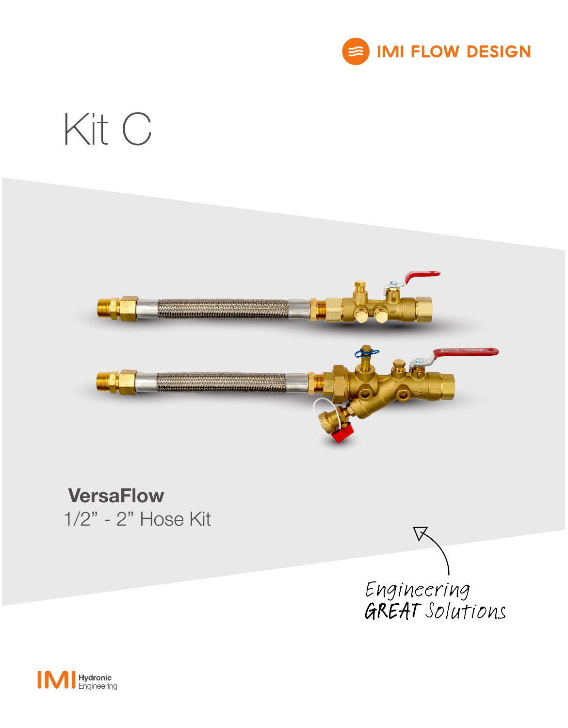IMI FLOW DESIGN

# Kit C

**VersaFlow**

1/2" - 2" Hose Kit

*Engineering GREAT Solutions*

IMI Hydronic Engineering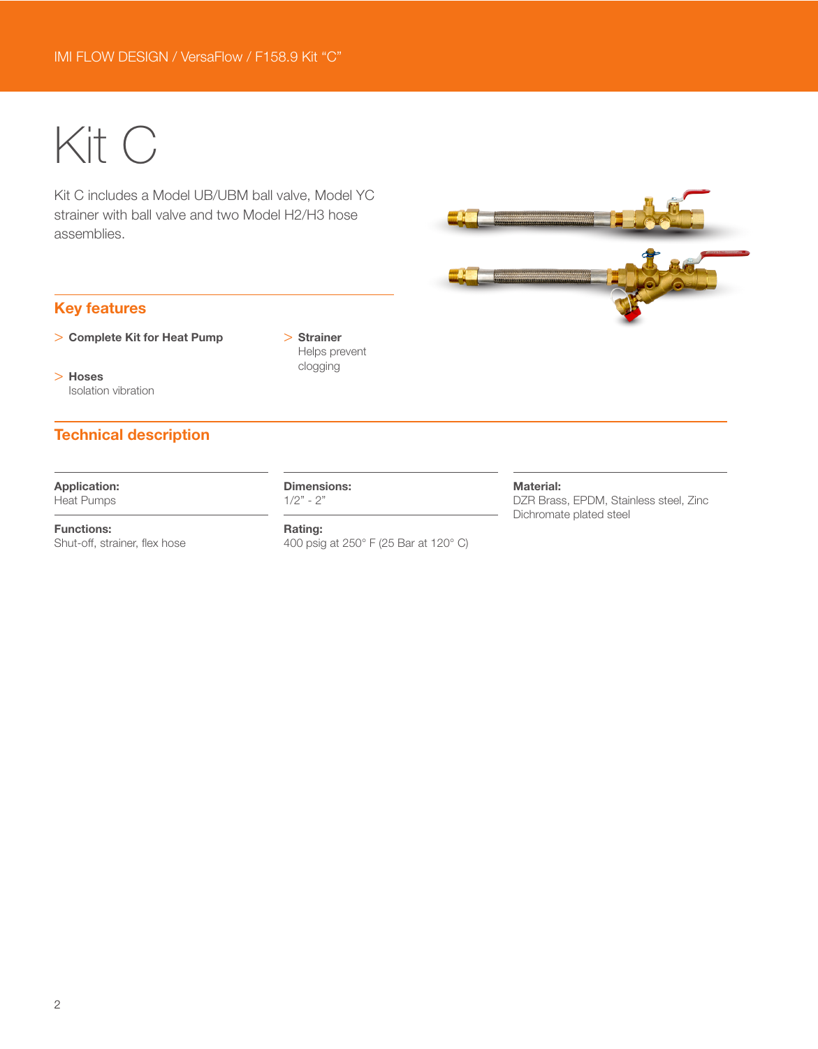# Kit C

Kit C includes a Model UB/UBM ball valve, Model YC strainer with ball valve and two Model H2/H3 hose assemblies.

## Key features

> **Complete Kit for Heat Pump**

> **Hoses**
> Isolation vibration

> **Strainer**
> Helps prevent clogging

## Technical description

**Application:**
Heat Pumps

**Functions:**
Shut-off, strainer, flex hose

**Dimensions:**
1/2" - 2"

**Rating:**
400 psig at 250° F (25 Bar at 120° C)

**Material:**
DZR Brass, EPDM, Stainless steel, Zinc Dichromate plated steel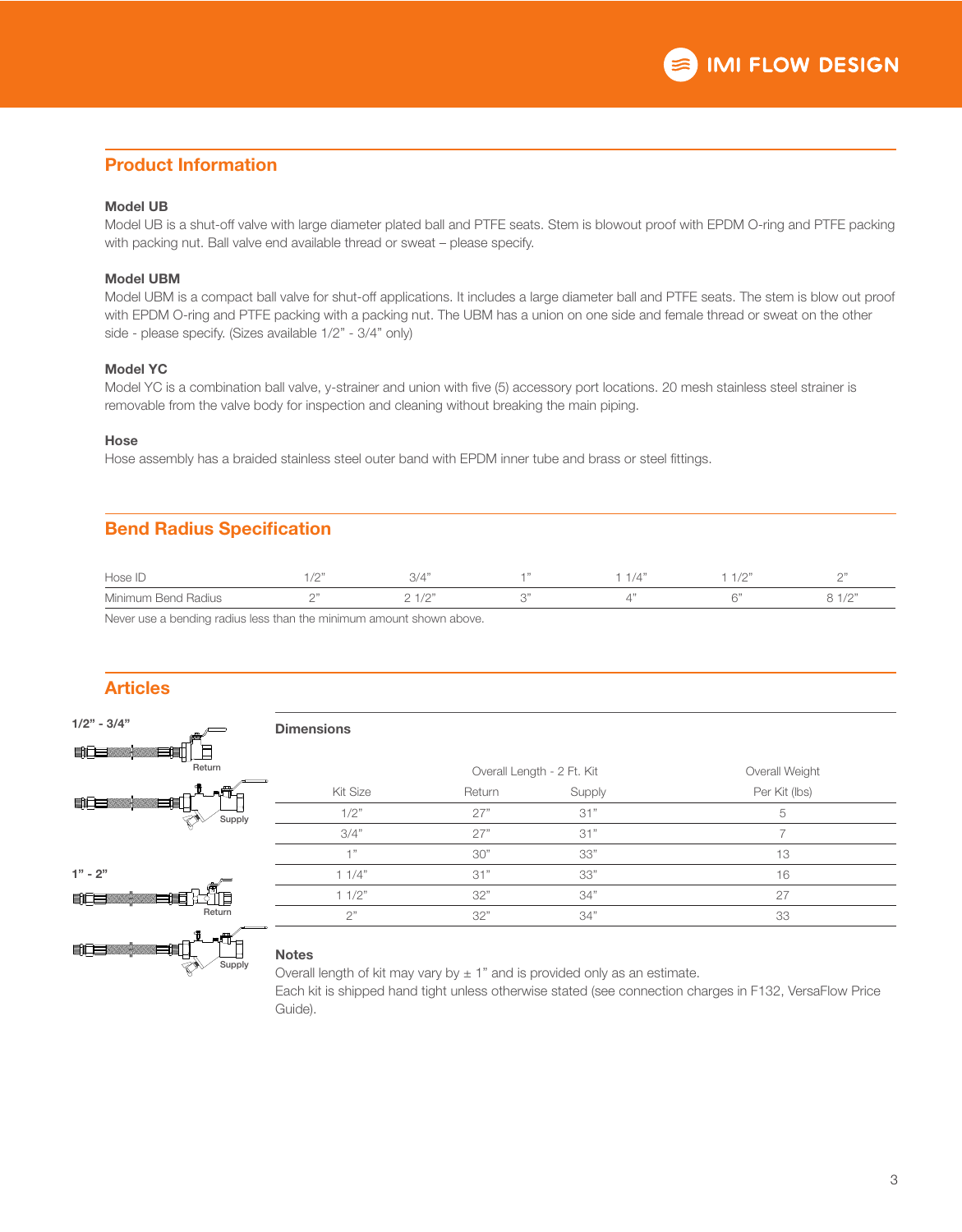## Product Information

### Model UB

Model UB is a shut-off valve with large diameter plated ball and PTFE seats. Stem is blowout proof with EPDM O-ring and PTFE packing with packing nut. Ball valve end available thread or sweat – please specify.

### Model UBM

Model UBM is a compact ball valve for shut-off applications. It includes a large diameter ball and PTFE seats. The stem is blow out proof with EPDM O-ring and PTFE packing with a packing nut. The UBM has a union on one side and female thread or sweat on the other side - please specify. (Sizes available 1/2" - 3/4" only)

### Model YC

Model YC is a combination ball valve, y-strainer and union with five (5) accessory port locations. 20 mesh stainless steel strainer is removable from the valve body for inspection and cleaning without breaking the main piping.

### Hose

Hose assembly has a braided stainless steel outer band with EPDM inner tube and brass or steel fittings.

## Bend Radius Specification

| Hose ID | 1/2" | 3/4" | 1" | 1 1/4" | 1 1/2" | 2" |
|---|---|---|---|---|---|---|
| Minimum Bend Radius | 2" | 2 1/2" | 3" | 4" | 6" | 8 1/2" |

Never use a bending radius less than the minimum amount shown above.

## Articles

**1/2" - 3/4"**

Return

Supply

**1" - 2"**

Return

Supply

### Dimensions

| Kit Size | Overall Length - 2 Ft. Kit Return | Overall Length - 2 Ft. Kit Supply | Overall Weight Per Kit (lbs) |
|---|---|---|---|
| 1/2" | 27" | 31" | 5 |
| 3/4" | 27" | 31" | 7 |
| 1" | 30" | 33" | 13 |
| 1 1/4" | 31" | 33" | 16 |
| 1 1/2" | 32" | 34" | 27 |
| 2" | 32" | 34" | 33 |

### Notes

Overall length of kit may vary by ± 1" and is provided only as an estimate.
Each kit is shipped hand tight unless otherwise stated (see connection charges in F132, VersaFlow Price Guide).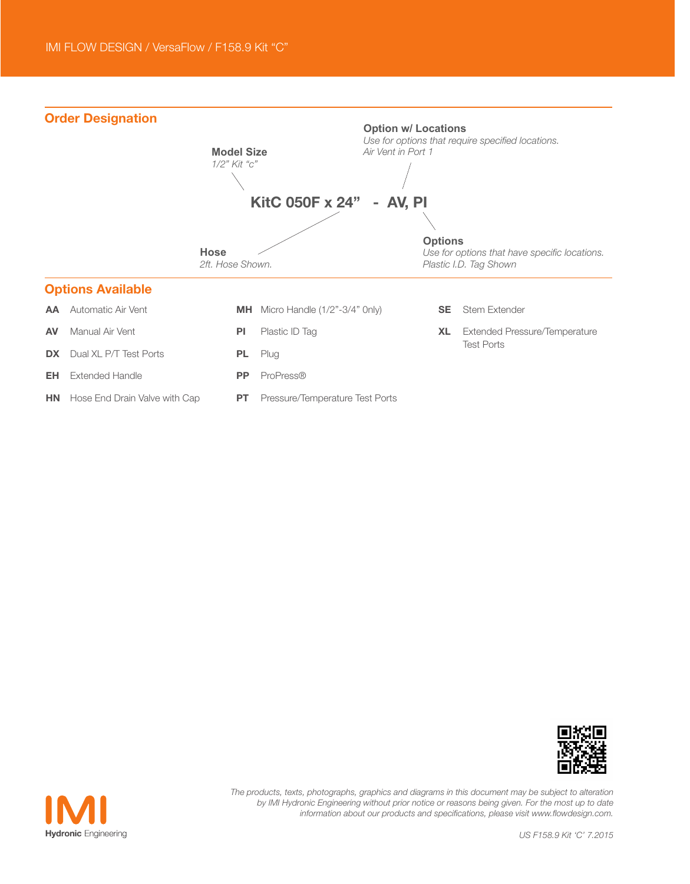## Order Design­ation

**Model Size**
*1/2" Kit "c"*

**Option w/ Locations**
*Use for options that require specified locations.*
*Air Vent in Port 1*

**KitC 050F x 24" - AV, PI**

**Hose**
*2ft. Hose Shown.*

**Options**
*Use for options that have specific locations.*
*Plastic I.D. Tag Shown*

## Options Available

| | | | | | |
|---|---|---|---|---|---|
| **AA** | Automatic Air Vent | **MH** | Micro Handle (1/2"-3/4" 0nly) | **SE** | Stem Extender |
| **AV** | Manual Air Vent | **PI** | Plastic ID Tag | **XL** | Extended Pressure/Temperature Test Ports |
| **DX** | Dual XL P/T Test Ports | **PL** | Plug | | |
| **EH** | Extended Handle | **PP** | ProPress® | | |
| **HN** | Hose End Drain Valve with Cap | **PT** | Pressure/Temperature Test Ports | | |

*The products, texts, photographs, graphics and diagrams in this document may be subject to alteration by IMI Hydronic Engineering without prior notice or reasons being given. For the most up to date information about our products and specifications, please visit www.flowdesign.com.*

US F158.9 Kit 'C' 7.2015